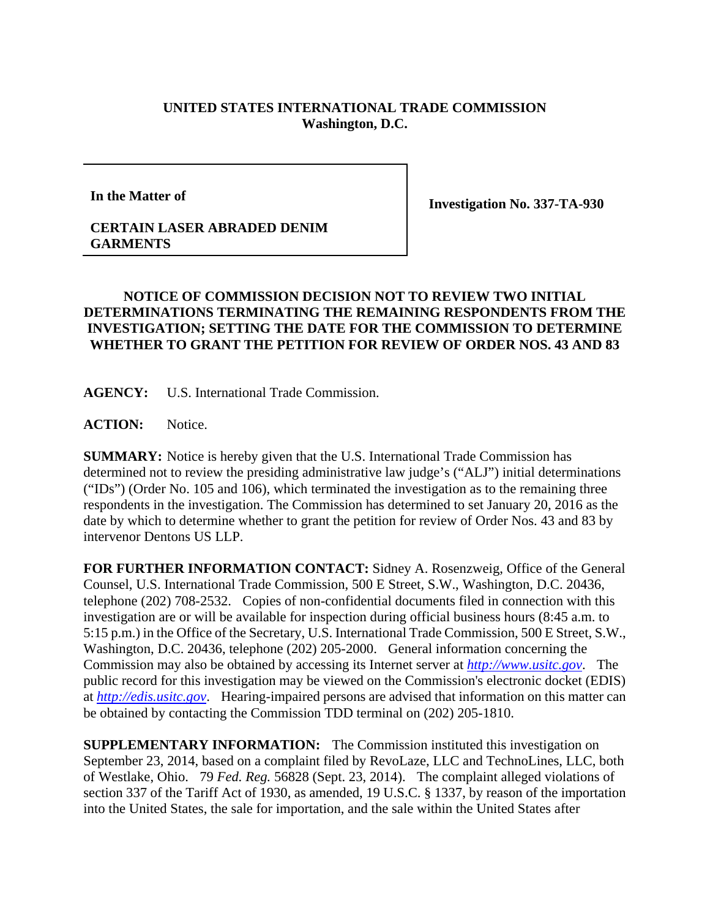**UNITED STATES INTERNATIONAL TRADE COMMISSION**
**Washington, D.C.**

| | |
|---|---|
| **In the Matter of**<br><br>**CERTAIN LASER ABRADED DENIM GARMENTS** | **Investigation No. 337-TA-930** |

## NOTICE OF COMMISSION DECISION NOT TO REVIEW TWO INITIAL DETERMINATIONS TERMINATING THE REMAINING RESPONDENTS FROM THE INVESTIGATION; SETTING THE DATE FOR THE COMMISSION TO DETERMINE WHETHER TO GRANT THE PETITION FOR REVIEW OF ORDER NOS. 43 AND 83

**AGENCY:** U.S. International Trade Commission.

**ACTION:** Notice.

**SUMMARY:** Notice is hereby given that the U.S. International Trade Commission has determined not to review the presiding administrative law judge's ("ALJ") initial determinations ("IDs") (Order No. 105 and 106), which terminated the investigation as to the remaining three respondents in the investigation. The Commission has determined to set January 20, 2016 as the date by which to determine whether to grant the petition for review of Order Nos. 43 and 83 by intervenor Dentons US LLP.

**FOR FURTHER INFORMATION CONTACT:** Sidney A. Rosenzweig, Office of the General Counsel, U.S. International Trade Commission, 500 E Street, S.W., Washington, D.C. 20436, telephone (202) 708-2532. Copies of non-confidential documents filed in connection with this investigation are or will be available for inspection during official business hours (8:45 a.m. to 5:15 p.m.) in the Office of the Secretary, U.S. International Trade Commission, 500 E Street, S.W., Washington, D.C. 20436, telephone (202) 205-2000. General information concerning the Commission may also be obtained by accessing its Internet server at *http://www.usitc.gov*. The public record for this investigation may be viewed on the Commission's electronic docket (EDIS) at *http://edis.usitc.gov*. Hearing-impaired persons are advised that information on this matter can be obtained by contacting the Commission TDD terminal on (202) 205-1810.

**SUPPLEMENTARY INFORMATION:** The Commission instituted this investigation on September 23, 2014, based on a complaint filed by RevoLaze, LLC and TechnoLines, LLC, both of Westlake, Ohio. 79 *Fed. Reg.* 56828 (Sept. 23, 2014). The complaint alleged violations of section 337 of the Tariff Act of 1930, as amended, 19 U.S.C. § 1337, by reason of the importation into the United States, the sale for importation, and the sale within the United States after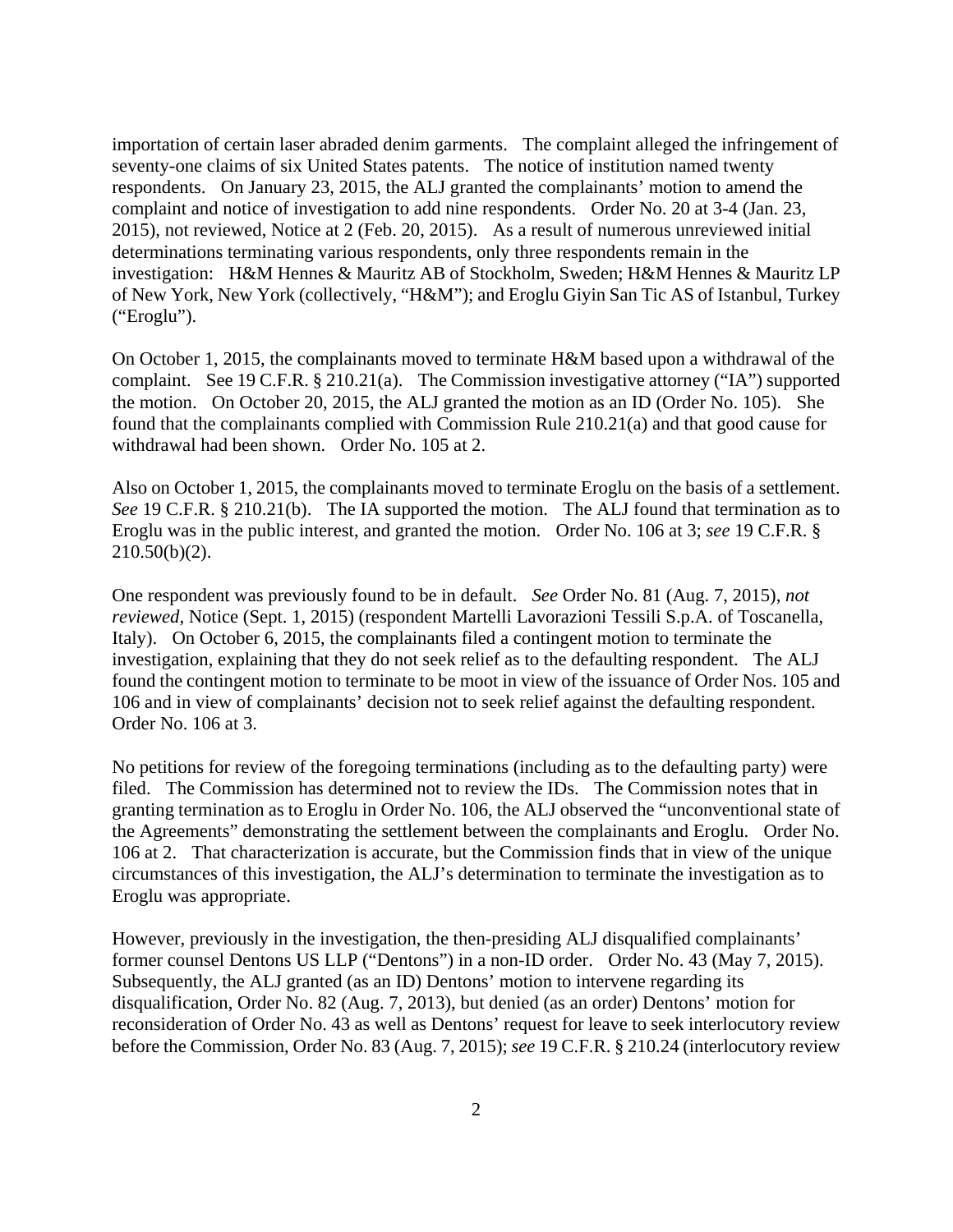importation of certain laser abraded denim garments. The complaint alleged the infringement of seventy-one claims of six United States patents. The notice of institution named twenty respondents. On January 23, 2015, the ALJ granted the complainants' motion to amend the complaint and notice of investigation to add nine respondents. Order No. 20 at 3-4 (Jan. 23, 2015), not reviewed, Notice at 2 (Feb. 20, 2015). As a result of numerous unreviewed initial determinations terminating various respondents, only three respondents remain in the investigation: H&M Hennes & Mauritz AB of Stockholm, Sweden; H&M Hennes & Mauritz LP of New York, New York (collectively, "H&M"); and Eroglu Giyin San Tic AS of Istanbul, Turkey ("Eroglu").

On October 1, 2015, the complainants moved to terminate H&M based upon a withdrawal of the complaint. See 19 C.F.R. § 210.21(a). The Commission investigative attorney ("IA") supported the motion. On October 20, 2015, the ALJ granted the motion as an ID (Order No. 105). She found that the complainants complied with Commission Rule 210.21(a) and that good cause for withdrawal had been shown. Order No. 105 at 2.

Also on October 1, 2015, the complainants moved to terminate Eroglu on the basis of a settlement. *See* 19 C.F.R. § 210.21(b). The IA supported the motion. The ALJ found that termination as to Eroglu was in the public interest, and granted the motion. Order No. 106 at 3; *see* 19 C.F.R. § 210.50(b)(2).

One respondent was previously found to be in default. *See* Order No. 81 (Aug. 7, 2015), *not reviewed*, Notice (Sept. 1, 2015) (respondent Martelli Lavorazioni Tessili S.p.A. of Toscanella, Italy). On October 6, 2015, the complainants filed a contingent motion to terminate the investigation, explaining that they do not seek relief as to the defaulting respondent. The ALJ found the contingent motion to terminate to be moot in view of the issuance of Order Nos. 105 and 106 and in view of complainants' decision not to seek relief against the defaulting respondent. Order No. 106 at 3.

No petitions for review of the foregoing terminations (including as to the defaulting party) were filed. The Commission has determined not to review the IDs. The Commission notes that in granting termination as to Eroglu in Order No. 106, the ALJ observed the "unconventional state of the Agreements" demonstrating the settlement between the complainants and Eroglu. Order No. 106 at 2. That characterization is accurate, but the Commission finds that in view of the unique circumstances of this investigation, the ALJ's determination to terminate the investigation as to Eroglu was appropriate.

However, previously in the investigation, the then-presiding ALJ disqualified complainants' former counsel Dentons US LLP ("Dentons") in a non-ID order. Order No. 43 (May 7, 2015). Subsequently, the ALJ granted (as an ID) Dentons' motion to intervene regarding its disqualification, Order No. 82 (Aug. 7, 2013), but denied (as an order) Dentons' motion for reconsideration of Order No. 43 as well as Dentons' request for leave to seek interlocutory review before the Commission, Order No. 83 (Aug. 7, 2015); *see* 19 C.F.R. § 210.24 (interlocutory review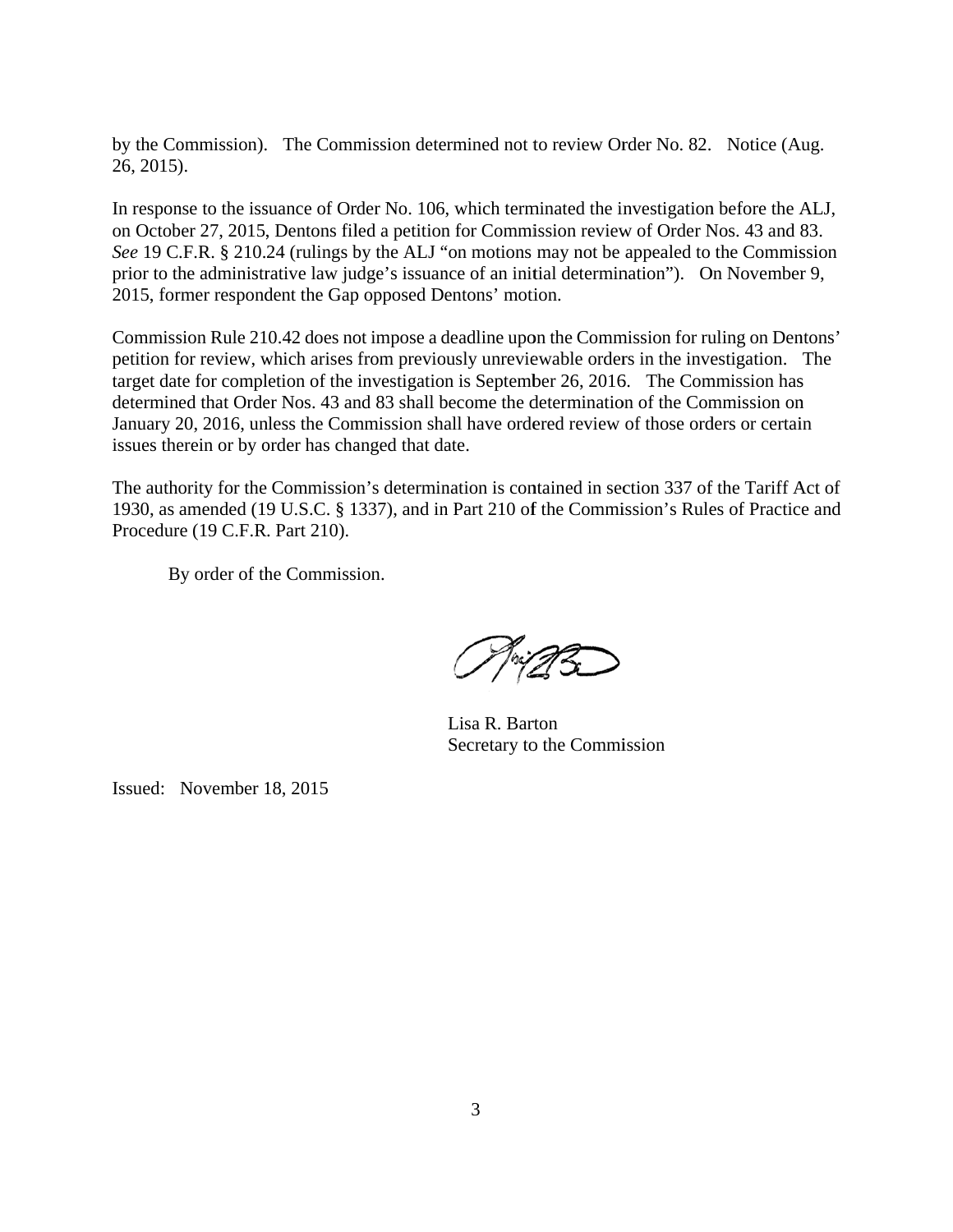by the Commission). The Commission determined not to review Order No. 82. Notice (Aug. 26, 2015).

In response to the issuance of Order No. 106, which terminated the investigation before the ALJ, on October 27, 2015, Dentons filed a petition for Commission review of Order Nos. 43 and 83. *See* 19 C.F.R. § 210.24 (rulings by the ALJ "on motions may not be appealed to the Commission prior to the administrative law judge's issuance of an initial determination"). On November 9, 2015, former respondent the Gap opposed Dentons' motion.

Commission Rule 210.42 does not impose a deadline upon the Commission for ruling on Dentons' petition for review, which arises from previously unreviewable orders in the investigation. The target date for completion of the investigation is September 26, 2016. The Commission has determined that Order Nos. 43 and 83 shall become the determination of the Commission on January 20, 2016, unless the Commission shall have ordered review of those orders or certain issues therein or by order has changed that date.

The authority for the Commission's determination is contained in section 337 of the Tariff Act of 1930, as amended (19 U.S.C. § 1337), and in Part 210 of the Commission's Rules of Practice and Procedure (19 C.F.R. Part 210).

By order of the Commission.

Lisa R. Barton
Secretary to the Commission

Issued: November 18, 2015